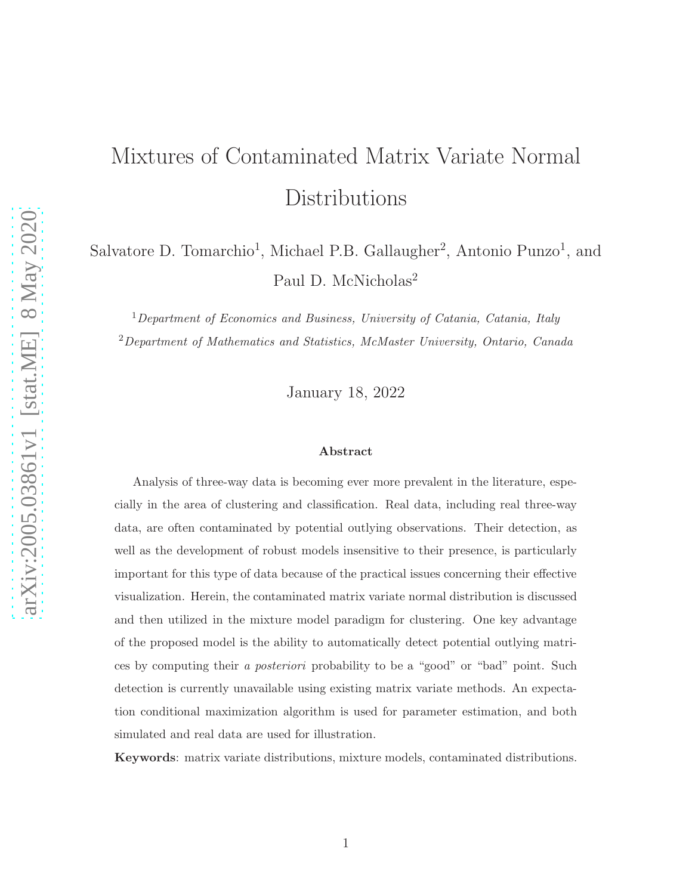# Mixtures of Contaminated Matrix Variate Normal Distributions

Salvatore D. Tomarchio[1], Michael P.B. Gallaugher[2], Antonio Punzo[1], and Paul D. McNicholas[2]

[1] *Department of Economics and Business, University of Catania, Catania, Italy*

[2] *Department of Mathematics and Statistics, McMaster University, Ontario, Canada*

January 18, 2022

### Abstract

Analysis of three-way data is becoming ever more prevalent in the literature, especially in the area of clustering and classification. Real data, including real three-way data, are often contaminated by potential outlying observations. Their detection, as well as the development of robust models insensitive to their presence, is particularly important for this type of data because of the practical issues concerning their effective visualization. Herein, the contaminated matrix variate normal distribution is discussed and then utilized in the mixture model paradigm for clustering. One key advantage of the proposed model is the ability to automatically detect potential outlying matrices by computing their *a posteriori* probability to be a "good" or "bad" point. Such detection is currently unavailable using existing matrix variate methods. An expectation conditional maximization algorithm is used for parameter estimation, and both simulated and real data are used for illustration.

**Keywords**: matrix variate distributions, mixture models, contaminated distributions.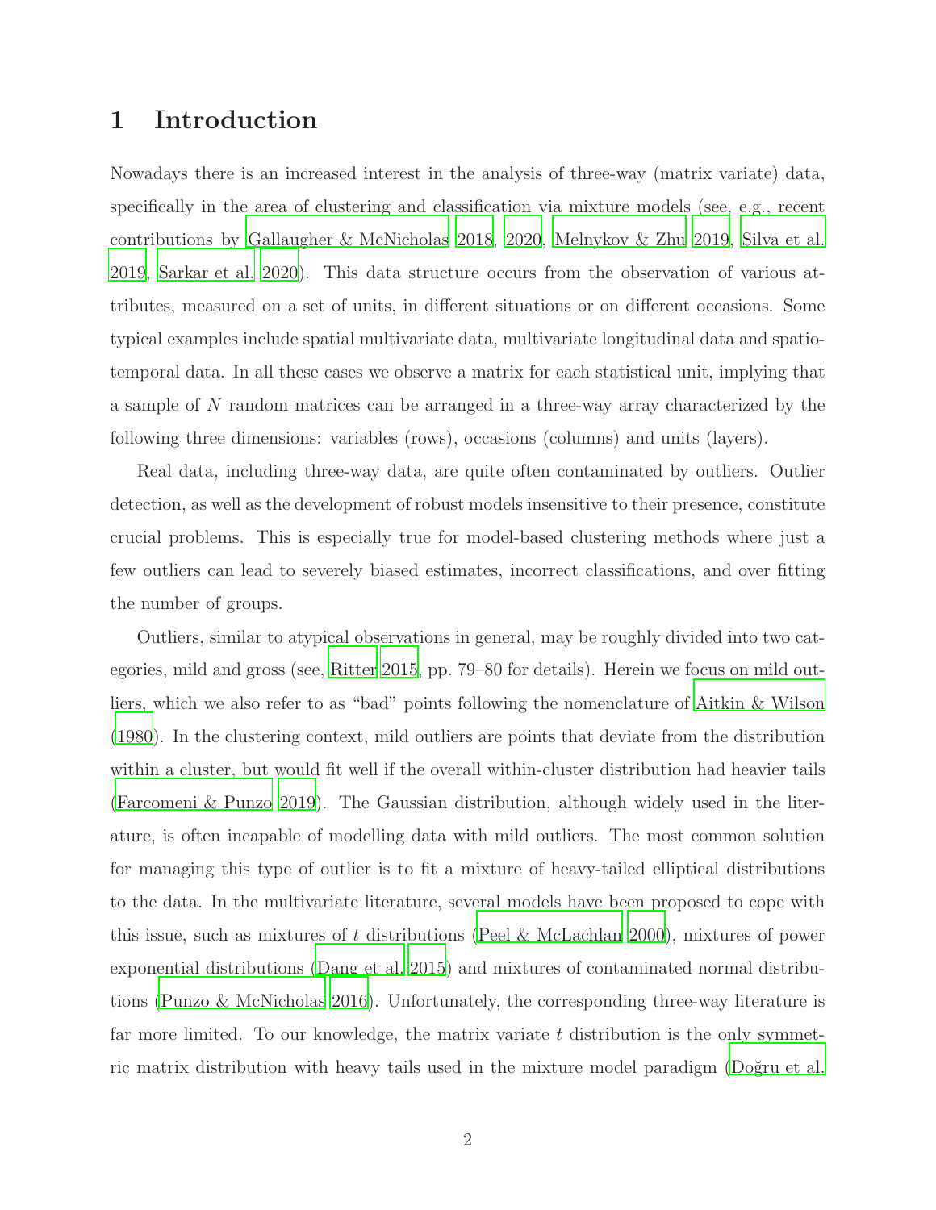# 1 Introduction

Nowadays there is an increased interest in the analysis of three-way (matrix variate) data, specifically in the area of clustering and classification via mixture models (see, e.g., recent contributions by Gallaugher & McNicholas 2018, 2020, Melnykov & Zhu 2019, Silva et al. 2019, Sarkar et al. 2020). This data structure occurs from the observation of various attributes, measured on a set of units, in different situations or on different occasions. Some typical examples include spatial multivariate data, multivariate longitudinal data and spatio-temporal data. In all these cases we observe a matrix for each statistical unit, implying that a sample of $N$ random matrices can be arranged in a three-way array characterized by the following three dimensions: variables (rows), occasions (columns) and units (layers).

Real data, including three-way data, are quite often contaminated by outliers. Outlier detection, as well as the development of robust models insensitive to their presence, constitute crucial problems. This is especially true for model-based clustering methods where just a few outliers can lead to severely biased estimates, incorrect classifications, and over fitting the number of groups.

Outliers, similar to atypical observations in general, may be roughly divided into two categories, mild and gross (see, Ritter 2015, pp. 79–80 for details). Herein we focus on mild outliers, which we also refer to as "bad" points following the nomenclature of Aitkin & Wilson (1980). In the clustering context, mild outliers are points that deviate from the distribution within a cluster, but would fit well if the overall within-cluster distribution had heavier tails (Farcomeni & Punzo 2019). The Gaussian distribution, although widely used in the literature, is often incapable of modelling data with mild outliers. The most common solution for managing this type of outlier is to fit a mixture of heavy-tailed elliptical distributions to the data. In the multivariate literature, several models have been proposed to cope with this issue, such as mixtures of $t$ distributions (Peel & McLachlan 2000), mixtures of power exponential distributions (Dang et al. 2015) and mixtures of contaminated normal distributions (Punzo & McNicholas 2016). Unfortunately, the corresponding three-way literature is far more limited. To our knowledge, the matrix variate $t$ distribution is the only symmetric matrix distribution with heavy tails used in the mixture model paradigm (Doğru et al.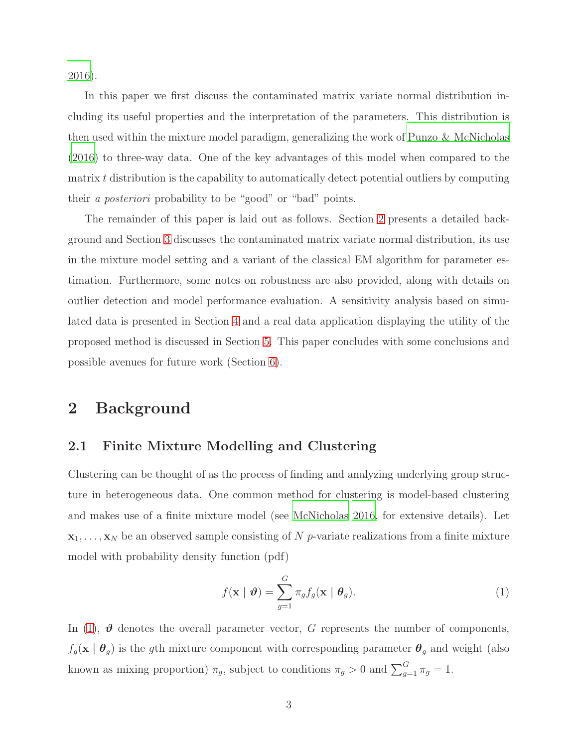2016).

In this paper we first discuss the contaminated matrix variate normal distribution including its useful properties and the interpretation of the parameters. This distribution is then used within the mixture model paradigm, generalizing the work of Punzo & McNicholas (2016) to three-way data. One of the key advantages of this model when compared to the matrix $t$ distribution is the capability to automatically detect potential outliers by computing their *a posteriori* probability to be "good" or "bad" points.

The remainder of this paper is laid out as follows. Section 2 presents a detailed background and Section 3 discusses the contaminated matrix variate normal distribution, its use in the mixture model setting and a variant of the classical EM algorithm for parameter estimation. Furthermore, some notes on robustness are also provided, along with details on outlier detection and model performance evaluation. A sensitivity analysis based on simulated data is presented in Section 4 and a real data application displaying the utility of the proposed method is discussed in Section 5. This paper concludes with some conclusions and possible avenues for future work (Section 6).

# 2 Background

## 2.1 Finite Mixture Modelling and Clustering

Clustering can be thought of as the process of finding and analyzing underlying group structure in heterogeneous data. One common method for clustering is model-based clustering and makes use of a finite mixture model (see McNicholas 2016, for extensive details). Let $\mathbf{x}_1, \ldots, \mathbf{x}_N$ be an observed sample consisting of $N$ $p$-variate realizations from a finite mixture model with probability density function (pdf)

$$f(\mathbf{x} \mid \boldsymbol{\vartheta}) = \sum_{g=1}^{G} \pi_g f_g(\mathbf{x} \mid \boldsymbol{\theta}_g). \tag{1}$$

In (1), $\boldsymbol{\vartheta}$ denotes the overall parameter vector, $G$ represents the number of components, $f_g(\mathbf{x} \mid \boldsymbol{\theta}_g)$ is the $g$th mixture component with corresponding parameter $\boldsymbol{\theta}_g$ and weight (also known as mixing proportion) $\pi_g$, subject to conditions $\pi_g > 0$ and $\sum_{g=1}^{G} \pi_g = 1$.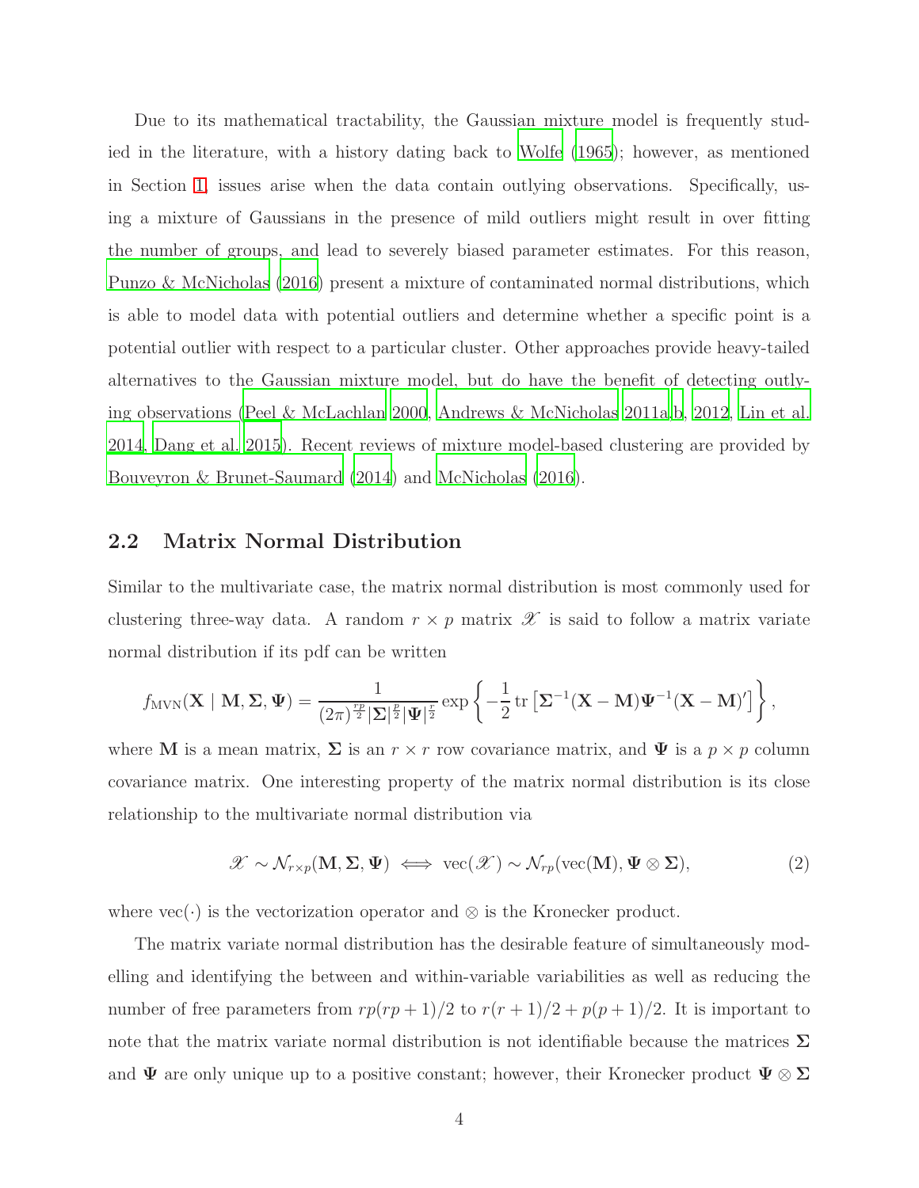Due to its mathematical tractability, the Gaussian mixture model is frequently studied in the literature, with a history dating back to Wolfe (1965); however, as mentioned in Section 1, issues arise when the data contain outlying observations. Specifically, using a mixture of Gaussians in the presence of mild outliers might result in over fitting the number of groups, and lead to severely biased parameter estimates. For this reason, Punzo & McNicholas (2016) present a mixture of contaminated normal distributions, which is able to model data with potential outliers and determine whether a specific point is a potential outlier with respect to a particular cluster. Other approaches provide heavy-tailed alternatives to the Gaussian mixture model, but do have the benefit of detecting outlying observations (Peel & McLachlan 2000, Andrews & McNicholas 2011a,b, 2012, Lin et al. 2014, Dang et al. 2015). Recent reviews of mixture model-based clustering are provided by Bouveyron & Brunet-Saumard (2014) and McNicholas (2016).

## 2.2 Matrix Normal Distribution

Similar to the multivariate case, the matrix normal distribution is most commonly used for clustering three-way data. A random $r \times p$ matrix $\mathscr{X}$ is said to follow a matrix variate normal distribution if its pdf can be written

$$f_{\text{MVN}}(\mathbf{X} \mid \mathbf{M}, \boldsymbol{\Sigma}, \boldsymbol{\Psi}) = \frac{1}{(2\pi)^{\frac{rp}{2}}|\boldsymbol{\Sigma}|^{\frac{p}{2}}|\boldsymbol{\Psi}|^{\frac{r}{2}}} \exp\left\{-\frac{1}{2}\operatorname{tr}\left[\boldsymbol{\Sigma}^{-1}(\mathbf{X}-\mathbf{M})\boldsymbol{\Psi}^{-1}(\mathbf{X}-\mathbf{M})'\right]\right\},$$

where $\mathbf{M}$ is a mean matrix, $\boldsymbol{\Sigma}$ is an $r \times r$ row covariance matrix, and $\boldsymbol{\Psi}$ is a $p \times p$ column covariance matrix. One interesting property of the matrix normal distribution is its close relationship to the multivariate normal distribution via

$$\mathscr{X} \sim \mathcal{N}_{r \times p}(\mathbf{M}, \boldsymbol{\Sigma}, \boldsymbol{\Psi}) \iff \operatorname{vec}(\mathscr{X}) \sim \mathcal{N}_{rp}(\operatorname{vec}(\mathbf{M}), \boldsymbol{\Psi} \otimes \boldsymbol{\Sigma}), \tag{2}$$

where $\operatorname{vec}(\cdot)$ is the vectorization operator and $\otimes$ is the Kronecker product.

The matrix variate normal distribution has the desirable feature of simultaneously modelling and identifying the between and within-variable variabilities as well as reducing the number of free parameters from $rp(rp+1)/2$ to $r(r+1)/2 + p(p+1)/2$. It is important to note that the matrix variate normal distribution is not identifiable because the matrices $\boldsymbol{\Sigma}$ and $\boldsymbol{\Psi}$ are only unique up to a positive constant; however, their Kronecker product $\boldsymbol{\Psi} \otimes \boldsymbol{\Sigma}$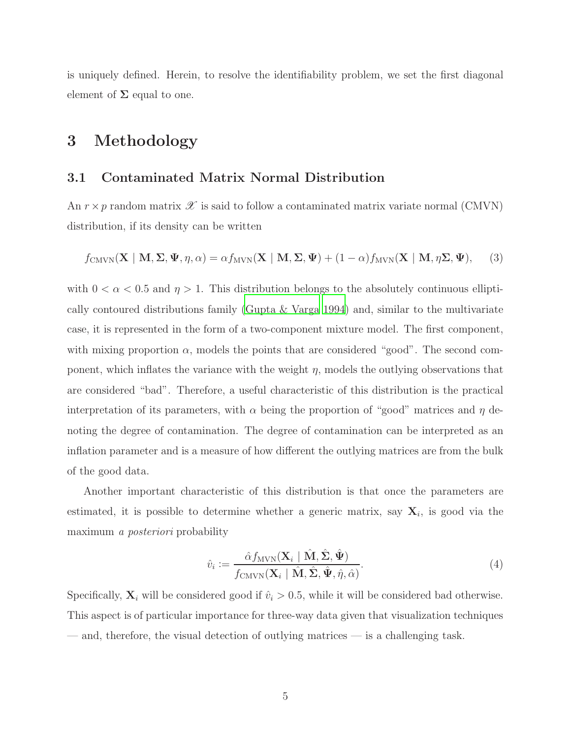is uniquely defined. Herein, to resolve the identifiability problem, we set the first diagonal element of $\mathbf{\Sigma}$ equal to one.

# 3 Methodology

## 3.1 Contaminated Matrix Normal Distribution

An $r \times p$ random matrix $\mathscr{X}$ is said to follow a contaminated matrix variate normal (CMVN) distribution, if its density can be written

$$f_{\text{CMVN}}(\mathbf{X} \mid \mathbf{M}, \mathbf{\Sigma}, \mathbf{\Psi}, \eta, \alpha) = \alpha f_{\text{MVN}}(\mathbf{X} \mid \mathbf{M}, \mathbf{\Sigma}, \mathbf{\Psi}) + (1-\alpha) f_{\text{MVN}}(\mathbf{X} \mid \mathbf{M}, \eta\mathbf{\Sigma}, \mathbf{\Psi}), \tag{3}$$

with $0 < \alpha < 0.5$ and $\eta > 1$. This distribution belongs to the absolutely continuous elliptically contoured distributions family (Gupta & Varga 1994) and, similar to the multivariate case, it is represented in the form of a two-component mixture model. The first component, with mixing proportion $\alpha$, models the points that are considered "good". The second component, which inflates the variance with the weight $\eta$, models the outlying observations that are considered "bad". Therefore, a useful characteristic of this distribution is the practical interpretation of its parameters, with $\alpha$ being the proportion of "good" matrices and $\eta$ denoting the degree of contamination. The degree of contamination can be interpreted as an inflation parameter and is a measure of how different the outlying matrices are from the bulk of the good data.

Another important characteristic of this distribution is that once the parameters are estimated, it is possible to determine whether a generic matrix, say $\mathbf{X}_i$, is good via the maximum *a posteriori* probability

$$\hat{v}_i := \frac{\hat{\alpha} f_{\text{MVN}}(\mathbf{X}_i \mid \hat{\mathbf{M}}, \hat{\mathbf{\Sigma}}, \hat{\mathbf{\Psi}})}{f_{\text{CMVN}}(\mathbf{X}_i \mid \hat{\mathbf{M}}, \hat{\mathbf{\Sigma}}, \hat{\mathbf{\Psi}}, \hat{\eta}, \hat{\alpha})}. \tag{4}$$

Specifically, $\mathbf{X}_i$ will be considered good if $\hat{v}_i > 0.5$, while it will be considered bad otherwise. This aspect is of particular importance for three-way data given that visualization techniques — and, therefore, the visual detection of outlying matrices — is a challenging task.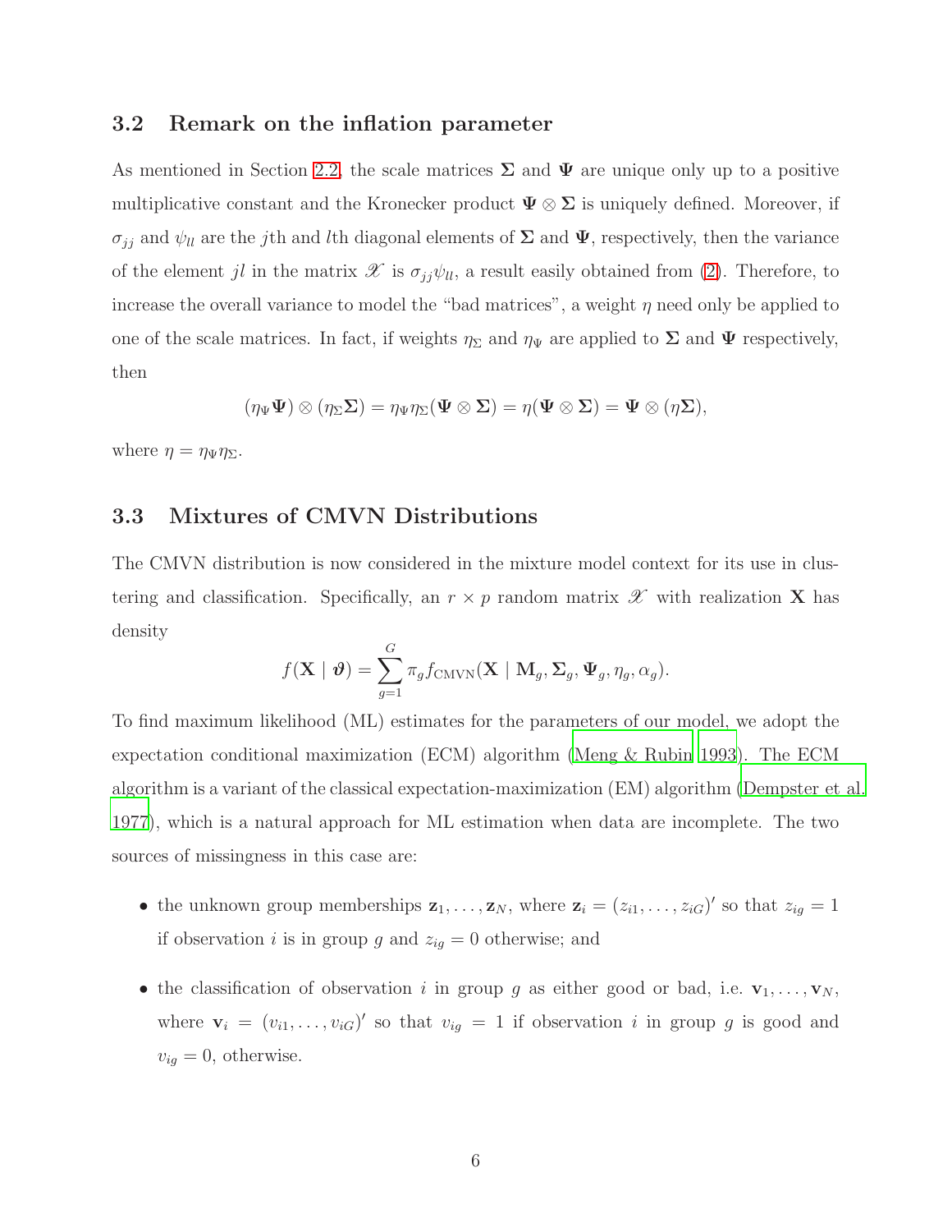### 3.2 Remark on the inflation parameter

As mentioned in Section 2.2, the scale matrices $\mathbf{\Sigma}$ and $\mathbf{\Psi}$ are unique only up to a positive multiplicative constant and the Kronecker product $\mathbf{\Psi} \otimes \mathbf{\Sigma}$ is uniquely defined. Moreover, if $\sigma_{jj}$ and $\psi_{ll}$ are the $j$th and $l$th diagonal elements of $\mathbf{\Sigma}$ and $\mathbf{\Psi}$, respectively, then the variance of the element $jl$ in the matrix $\mathscr{X}$ is $\sigma_{jj}\psi_{ll}$, a result easily obtained from (2). Therefore, to increase the overall variance to model the "bad matrices", a weight $\eta$ need only be applied to one of the scale matrices. In fact, if weights $\eta_\Sigma$ and $\eta_\Psi$ are applied to $\mathbf{\Sigma}$ and $\mathbf{\Psi}$ respectively, then

$$(\eta_\Psi \mathbf{\Psi}) \otimes (\eta_\Sigma \mathbf{\Sigma}) = \eta_\Psi \eta_\Sigma (\mathbf{\Psi} \otimes \mathbf{\Sigma}) = \eta(\mathbf{\Psi} \otimes \mathbf{\Sigma}) = \mathbf{\Psi} \otimes (\eta \mathbf{\Sigma}),$$

where $\eta = \eta_\Psi \eta_\Sigma$.

### 3.3 Mixtures of CMVN Distributions

The CMVN distribution is now considered in the mixture model context for its use in clustering and classification. Specifically, an $r \times p$ random matrix $\mathscr{X}$ with realization $\mathbf{X}$ has density

$$f(\mathbf{X} \mid \boldsymbol{\vartheta}) = \sum_{g=1}^{G} \pi_g f_{\text{CMVN}}(\mathbf{X} \mid \mathbf{M}_g, \mathbf{\Sigma}_g, \mathbf{\Psi}_g, \eta_g, \alpha_g).$$

To find maximum likelihood (ML) estimates for the parameters of our model, we adopt the expectation conditional maximization (ECM) algorithm (Meng & Rubin 1993). The ECM algorithm is a variant of the classical expectation-maximization (EM) algorithm (Dempster et al. 1977), which is a natural approach for ML estimation when data are incomplete. The two sources of missingness in this case are:

- the unknown group memberships $\mathbf{z}_1, \ldots, \mathbf{z}_N$, where $\mathbf{z}_i = (z_{i1}, \ldots, z_{iG})'$ so that $z_{ig} = 1$ if observation $i$ is in group $g$ and $z_{ig} = 0$ otherwise; and
- the classification of observation $i$ in group $g$ as either good or bad, i.e. $\mathbf{v}_1, \ldots, \mathbf{v}_N$, where $\mathbf{v}_i = (v_{i1}, \ldots, v_{iG})'$ so that $v_{ig} = 1$ if observation $i$ in group $g$ is good and $v_{ig} = 0$, otherwise.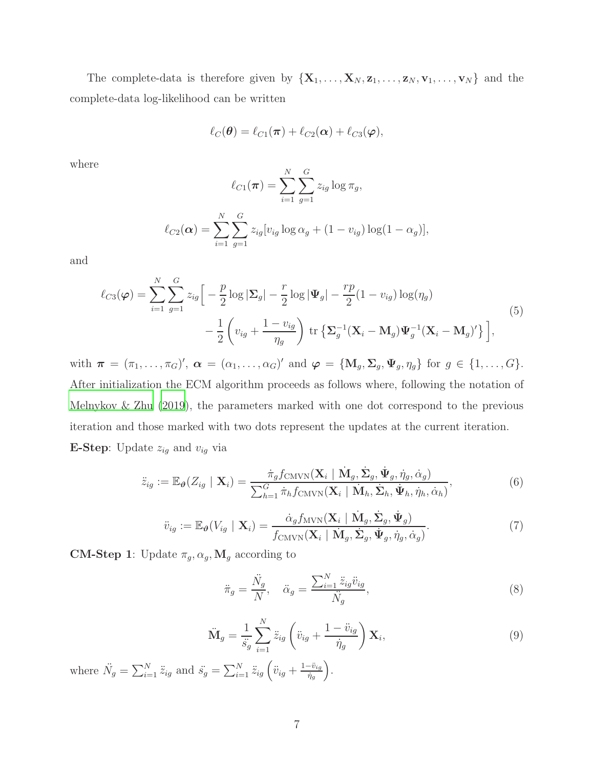The complete-data is therefore given by $\{\mathbf{X}_1, \ldots, \mathbf{X}_N, \mathbf{z}_1, \ldots, \mathbf{z}_N, \mathbf{v}_1, \ldots, \mathbf{v}_N\}$ and the complete-data log-likelihood can be written

$$\ell_C(\boldsymbol{\theta}) = \ell_{C1}(\boldsymbol{\pi}) + \ell_{C2}(\boldsymbol{\alpha}) + \ell_{C3}(\boldsymbol{\varphi}),$$

where

$$\ell_{C1}(\boldsymbol{\pi}) = \sum_{i=1}^{N} \sum_{g=1}^{G} z_{ig} \log \pi_g,$$

$$\ell_{C2}(\boldsymbol{\alpha}) = \sum_{i=1}^{N} \sum_{g=1}^{G} z_{ig} [v_{ig} \log \alpha_g + (1 - v_{ig}) \log(1 - \alpha_g)],$$

and

$$\begin{aligned} \ell_{C3}(\boldsymbol{\varphi}) = \sum_{i=1}^{N} \sum_{g=1}^{G} z_{ig} \Big[ &- \frac{p}{2} \log |\boldsymbol{\Sigma}_g| - \frac{r}{2} \log |\boldsymbol{\Psi}_g| - \frac{rp}{2} (1 - v_{ig}) \log(\eta_g) \\ &- \frac{1}{2} \left( v_{ig} + \frac{1 - v_{ig}}{\eta_g} \right) \operatorname{tr} \left\{ \boldsymbol{\Sigma}_g^{-1} (\mathbf{X}_i - \mathbf{M}_g) \boldsymbol{\Psi}_g^{-1} (\mathbf{X}_i - \mathbf{M}_g)' \right\} \Big], \end{aligned} \tag{5}$$

with $\boldsymbol{\pi} = (\pi_1, \ldots, \pi_G)'$, $\boldsymbol{\alpha} = (\alpha_1, \ldots, \alpha_G)'$ and $\boldsymbol{\varphi} = \{\mathbf{M}_g, \boldsymbol{\Sigma}_g, \boldsymbol{\Psi}_g, \eta_g\}$ for $g \in \{1, \ldots, G\}$. After initialization the ECM algorithm proceeds as follows where, following the notation of Melnykov & Zhu (2019), the parameters marked with one dot correspond to the previous iteration and those marked with two dots represent the updates at the current iteration.

**E-Step**: Update $z_{ig}$ and $v_{ig}$ via

$$\ddot{z}_{ig} := \mathbb{E}_{\boldsymbol{\vartheta}}(Z_{ig} \mid \mathbf{X}_i) = \frac{\dot{\pi}_g f_{\text{CMVN}}(\mathbf{X}_i \mid \dot{\mathbf{M}}_g, \dot{\boldsymbol{\Sigma}}_g, \dot{\boldsymbol{\Psi}}_g, \dot{\eta}_g, \dot{\alpha}_g)}{\sum_{h=1}^{G} \dot{\pi}_h f_{\text{CMVN}}(\mathbf{X}_i \mid \dot{\mathbf{M}}_h, \dot{\boldsymbol{\Sigma}}_h, \dot{\boldsymbol{\Psi}}_h, \dot{\eta}_h, \dot{\alpha}_h)}, \tag{6}$$

$$\ddot{v}_{ig} := \mathbb{E}_{\boldsymbol{\vartheta}}(V_{ig} \mid \mathbf{X}_i) = \frac{\dot{\alpha}_g f_{\text{MVN}}(\mathbf{X}_i \mid \dot{\mathbf{M}}_g, \dot{\boldsymbol{\Sigma}}_g, \dot{\boldsymbol{\Psi}}_g)}{f_{\text{CMVN}}(\mathbf{X}_i \mid \dot{\mathbf{M}}_g, \dot{\boldsymbol{\Sigma}}_g, \dot{\boldsymbol{\Psi}}_g, \dot{\eta}_g, \dot{\alpha}_g)}. \tag{7}$$

**CM-Step 1**: Update $\pi_g, \alpha_g, \mathbf{M}_g$ according to

$$\ddot{\pi}_g = \frac{\ddot{N}_g}{N}, \quad \ddot{\alpha}_g = \frac{\sum_{i=1}^{N} \ddot{z}_{ig} \ddot{v}_{ig}}{\ddot{N}_g}, \tag{8}$$

$$\ddot{\mathbf{M}}_g = \frac{1}{\ddot{s}_g} \sum_{i=1}^{N} \ddot{z}_{ig} \left( \ddot{v}_{ig} + \frac{1 - \ddot{v}_{ig}}{\dot{\eta}_g} \right) \mathbf{X}_i, \tag{9}$$

where $\ddot{N}_g = \sum_{i=1}^{N} \ddot{z}_{ig}$ and $\ddot{s}_g = \sum_{i=1}^{N} \ddot{z}_{ig} \left( \ddot{v}_{ig} + \frac{1 - \ddot{v}_{ig}}{\dot{\eta}_g} \right)$.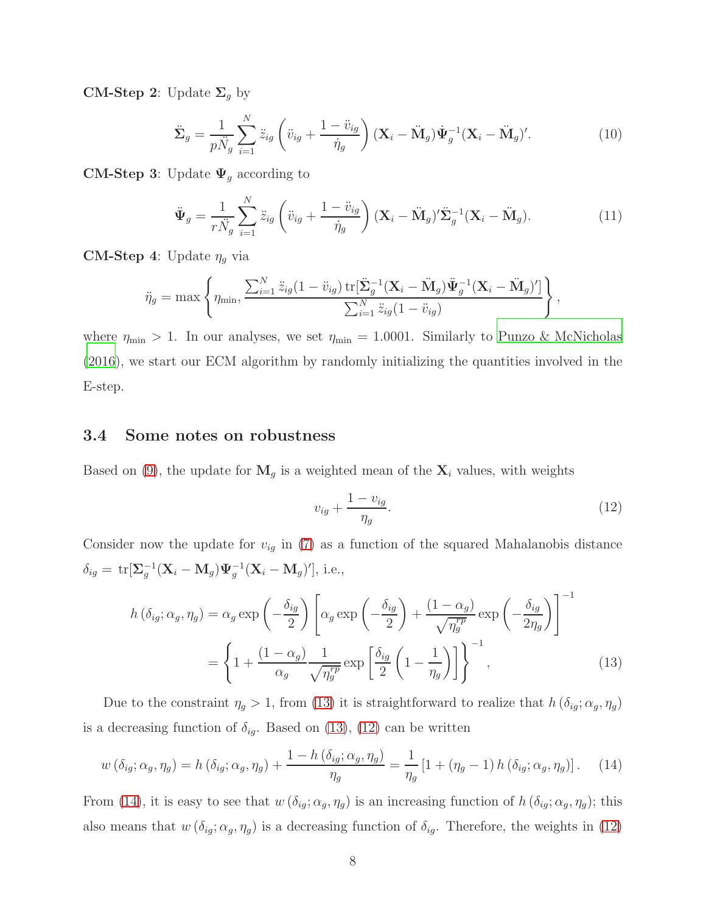**CM-Step 2**: Update $\mathbf{\Sigma}_g$ by

$$\ddot{\mathbf{\Sigma}}_g = \frac{1}{p\ddot{N}_g} \sum_{i=1}^{N} \ddot{z}_{ig} \left( \ddot{v}_{ig} + \frac{1-\ddot{v}_{ig}}{\dot{\eta}_g} \right) (\mathbf{X}_i - \ddot{\mathbf{M}}_g) \dot{\mathbf{\Psi}}_g^{-1} (\mathbf{X}_i - \ddot{\mathbf{M}}_g)'. \tag{10}$$

**CM-Step 3**: Update $\mathbf{\Psi}_g$ according to

$$\ddot{\mathbf{\Psi}}_g = \frac{1}{r\ddot{N}_g} \sum_{i=1}^{N} \ddot{z}_{ig} \left( \ddot{v}_{ig} + \frac{1-\ddot{v}_{ig}}{\dot{\eta}_g} \right) (\mathbf{X}_i - \ddot{\mathbf{M}}_g)' \ddot{\mathbf{\Sigma}}_g^{-1} (\mathbf{X}_i - \ddot{\mathbf{M}}_g). \tag{11}$$

**CM-Step 4**: Update $\eta_g$ via

$$\ddot{\eta}_g = \max \left\{ \eta_{\min}, \frac{\sum_{i=1}^{N} \ddot{z}_{ig}(1-\ddot{v}_{ig}) \operatorname{tr}[\ddot{\mathbf{\Sigma}}_g^{-1} (\mathbf{X}_i - \ddot{\mathbf{M}}_g) \ddot{\mathbf{\Psi}}_g^{-1} (\mathbf{X}_i - \ddot{\mathbf{M}}_g)']}{\sum_{i=1}^{N} \ddot{z}_{ig}(1-\ddot{v}_{ig})} \right\},$$

where $\eta_{\min} > 1$. In our analyses, we set $\eta_{\min} = 1.0001$. Similarly to Punzo & McNicholas (2016), we start our ECM algorithm by randomly initializing the quantities involved in the E-step.

### 3.4 Some notes on robustness

Based on (9), the update for $\mathbf{M}_g$ is a weighted mean of the $\mathbf{X}_i$ values, with weights

$$v_{ig} + \frac{1-v_{ig}}{\eta_g}. \tag{12}$$

Consider now the update for $v_{ig}$ in (7) as a function of the squared Mahalanobis distance $\delta_{ig} = \operatorname{tr}[\mathbf{\Sigma}_g^{-1}(\mathbf{X}_i - \mathbf{M}_g)\mathbf{\Psi}_g^{-1}(\mathbf{X}_i - \mathbf{M}_g)']$, i.e.,

$$\begin{aligned} h\left(\delta_{ig}; \alpha_g, \eta_g\right) &= \alpha_g \exp\left(-\frac{\delta_{ig}}{2}\right) \left[ \alpha_g \exp\left(-\frac{\delta_{ig}}{2}\right) + \frac{(1-\alpha_g)}{\sqrt{\eta_g^{rp}}} \exp\left(-\frac{\delta_{ig}}{2\eta_g}\right) \right]^{-1} \\ &= \left\{ 1 + \frac{(1-\alpha_g)}{\alpha_g} \frac{1}{\sqrt{\eta_g^{rp}}} \exp\left[ \frac{\delta_{ig}}{2}\left(1 - \frac{1}{\eta_g}\right) \right] \right\}^{-1}, \end{aligned} \tag{13}$$

Due to the constraint $\eta_g > 1$, from (13) it is straightforward to realize that $h\left(\delta_{ig}; \alpha_g, \eta_g\right)$ is a decreasing function of $\delta_{ig}$. Based on (13), (12) can be written

$$w\left(\delta_{ig}; \alpha_g, \eta_g\right) = h\left(\delta_{ig}; \alpha_g, \eta_g\right) + \frac{1 - h\left(\delta_{ig}; \alpha_g, \eta_g\right)}{\eta_g} = \frac{1}{\eta_g}\left[1 + (\eta_g - 1)\, h\left(\delta_{ig}; \alpha_g, \eta_g\right)\right]. \tag{14}$$

From (14), it is easy to see that $w\left(\delta_{ig}; \alpha_g, \eta_g\right)$ is an increasing function of $h\left(\delta_{ig}; \alpha_g, \eta_g\right)$; this also means that $w\left(\delta_{ig}; \alpha_g, \eta_g\right)$ is a decreasing function of $\delta_{ig}$. Therefore, the weights in (12)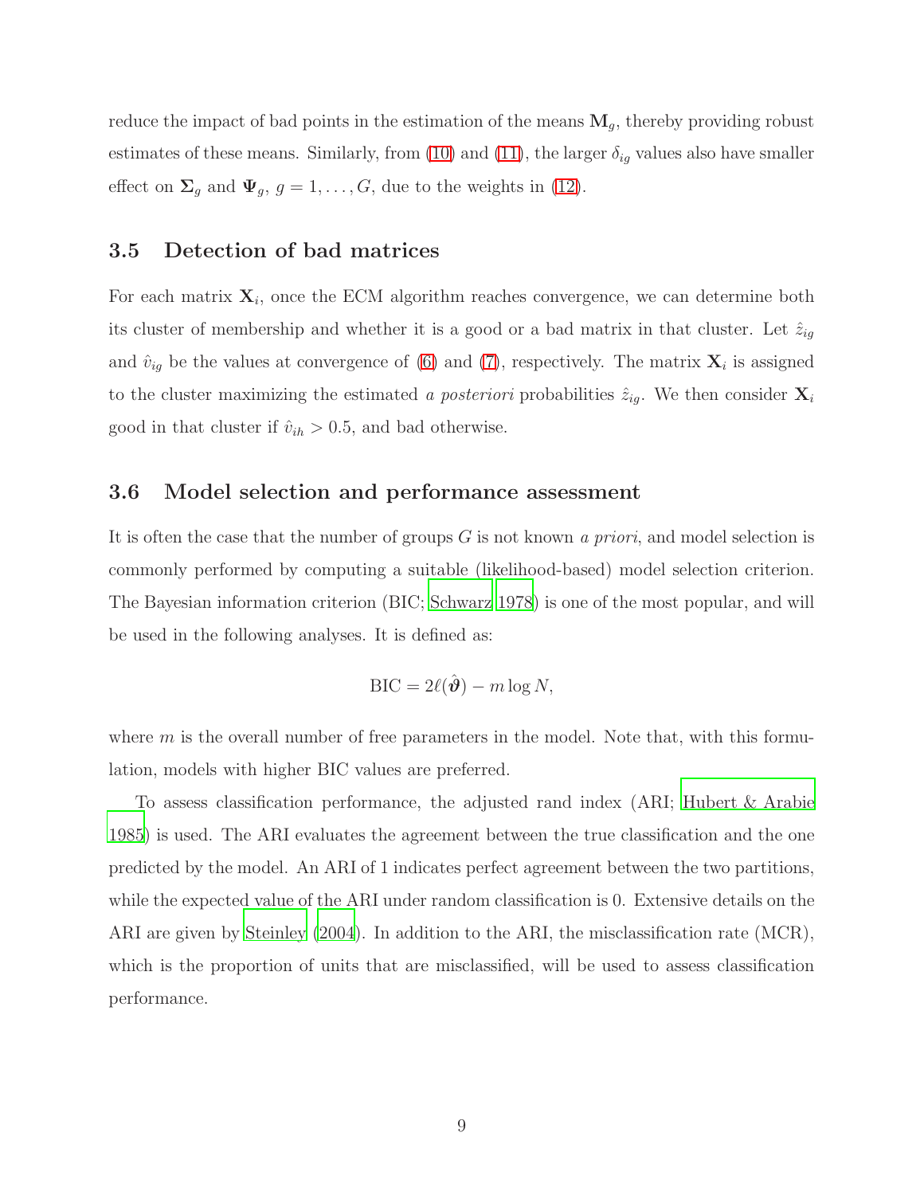reduce the impact of bad points in the estimation of the means $\mathbf{M}_g$, thereby providing robust estimates of these means. Similarly, from (10) and (11), the larger $\delta_{ig}$ values also have smaller effect on $\boldsymbol{\Sigma}_g$ and $\boldsymbol{\Psi}_g$, $g = 1, \ldots, G$, due to the weights in (12).

### 3.5 Detection of bad matrices

For each matrix $\mathbf{X}_i$, once the ECM algorithm reaches convergence, we can determine both its cluster of membership and whether it is a good or a bad matrix in that cluster. Let $\hat{z}_{ig}$ and $\hat{v}_{ig}$ be the values at convergence of (6) and (7), respectively. The matrix $\mathbf{X}_i$ is assigned to the cluster maximizing the estimated *a posteriori* probabilities $\hat{z}_{ig}$. We then consider $\mathbf{X}_i$ good in that cluster if $\hat{v}_{ih} > 0.5$, and bad otherwise.

### 3.6 Model selection and performance assessment

It is often the case that the number of groups $G$ is not known *a priori*, and model selection is commonly performed by computing a suitable (likelihood-based) model selection criterion. The Bayesian information criterion (BIC; Schwarz 1978) is one of the most popular, and will be used in the following analyses. It is defined as:

$$\text{BIC} = 2\ell(\hat{\boldsymbol{\vartheta}}) - m \log N,$$

where $m$ is the overall number of free parameters in the model. Note that, with this formulation, models with higher BIC values are preferred.

To assess classification performance, the adjusted rand index (ARI; Hubert & Arabie 1985) is used. The ARI evaluates the agreement between the true classification and the one predicted by the model. An ARI of 1 indicates perfect agreement between the two partitions, while the expected value of the ARI under random classification is 0. Extensive details on the ARI are given by Steinley (2004). In addition to the ARI, the misclassification rate (MCR), which is the proportion of units that are misclassified, will be used to assess classification performance.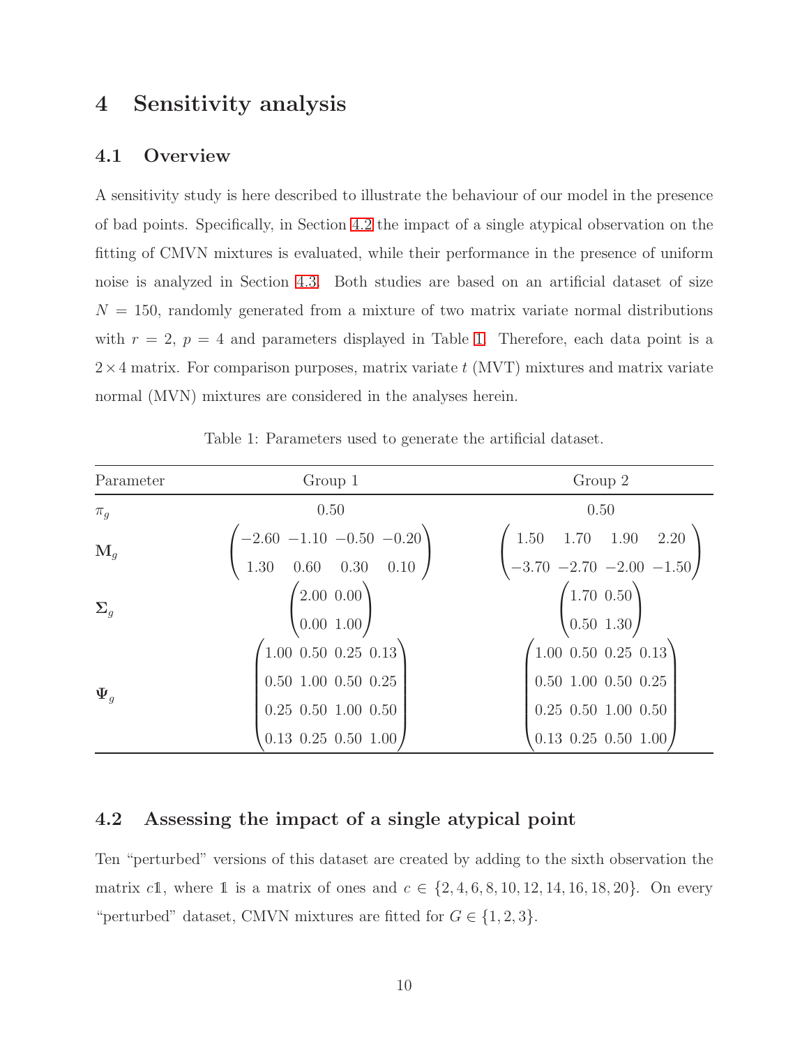# 4 Sensitivity analysis

## 4.1 Overview

A sensitivity study is here described to illustrate the behaviour of our model in the presence of bad points. Specifically, in Section 4.2 the impact of a single atypical observation on the fitting of CMVN mixtures is evaluated, while their performance in the presence of uniform noise is analyzed in Section 4.3. Both studies are based on an artificial dataset of size $N = 150$, randomly generated from a mixture of two matrix variate normal distributions with $r = 2$, $p = 4$ and parameters displayed in Table 1. Therefore, each data point is a $2 \times 4$ matrix. For comparison purposes, matrix variate $t$ (MVT) mixtures and matrix variate normal (MVN) mixtures are considered in the analyses herein.

Table 1: Parameters used to generate the artificial dataset.

| Parameter | Group 1 | Group 2 |
|---|---|---|
| $\pi_g$ | 0.50 | 0.50 |
| $\mathbf{M}_g$ | $\begin{pmatrix} -2.60 & -1.10 & -0.50 & -0.20 \\ 1.30 & 0.60 & 0.30 & 0.10 \end{pmatrix}$ | $\begin{pmatrix} 1.50 & 1.70 & 1.90 & 2.20 \\ -3.70 & -2.70 & -2.00 & -1.50 \end{pmatrix}$ |
| $\mathbf{\Sigma}_g$ | $\begin{pmatrix} 2.00 & 0.00 \\ 0.00 & 1.00 \end{pmatrix}$ | $\begin{pmatrix} 1.70 & 0.50 \\ 0.50 & 1.30 \end{pmatrix}$ |
| $\mathbf{\Psi}_g$ | $\begin{pmatrix} 1.00 & 0.50 & 0.25 & 0.13 \\ 0.50 & 1.00 & 0.50 & 0.25 \\ 0.25 & 0.50 & 1.00 & 0.50 \\ 0.13 & 0.25 & 0.50 & 1.00 \end{pmatrix}$ | $\begin{pmatrix} 1.00 & 0.50 & 0.25 & 0.13 \\ 0.50 & 1.00 & 0.50 & 0.25 \\ 0.25 & 0.50 & 1.00 & 0.50 \\ 0.13 & 0.25 & 0.50 & 1.00 \end{pmatrix}$ |

## 4.2 Assessing the impact of a single atypical point

Ten "perturbed" versions of this dataset are created by adding to the sixth observation the matrix $c\mathbb{1}$, where $\mathbb{1}$ is a matrix of ones and $c \in \{2, 4, 6, 8, 10, 12, 14, 16, 18, 20\}$. On every "perturbed" dataset, CMVN mixtures are fitted for $G \in \{1, 2, 3\}$.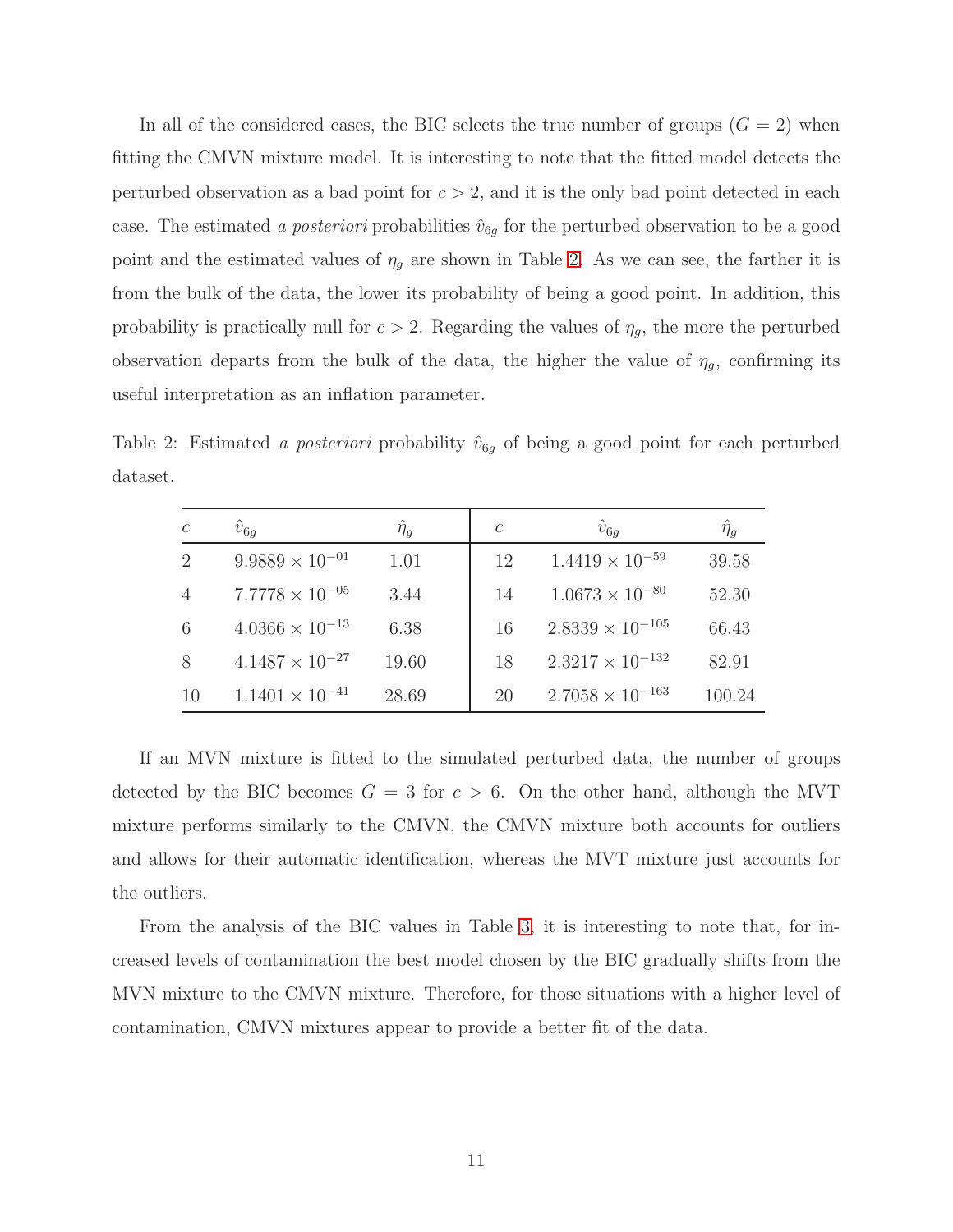In all of the considered cases, the BIC selects the true number of groups ($G = 2$) when fitting the CMVN mixture model. It is interesting to note that the fitted model detects the perturbed observation as a bad point for $c > 2$, and it is the only bad point detected in each case. The estimated *a posteriori* probabilities $\hat{v}_{6g}$ for the perturbed observation to be a good point and the estimated values of $\eta_g$ are shown in Table 2. As we can see, the farther it is from the bulk of the data, the lower its probability of being a good point. In addition, this probability is practically null for $c > 2$. Regarding the values of $\eta_g$, the more the perturbed observation departs from the bulk of the data, the higher the value of $\eta_g$, confirming its useful interpretation as an inflation parameter.

Table 2: Estimated *a posteriori* probability $\hat{v}_{6g}$ of being a good point for each perturbed dataset.

| $c$ | $\hat{v}_{6g}$ | $\hat{\eta}_g$ | $c$ | $\hat{v}_{6g}$ | $\hat{\eta}_g$ |
|---|---|---|---|---|---|
| 2 | $9.9889 \times 10^{-01}$ | 1.01 | 12 | $1.4419 \times 10^{-59}$ | 39.58 |
| 4 | $7.7778 \times 10^{-05}$ | 3.44 | 14 | $1.0673 \times 10^{-80}$ | 52.30 |
| 6 | $4.0366 \times 10^{-13}$ | 6.38 | 16 | $2.8339 \times 10^{-105}$ | 66.43 |
| 8 | $4.1487 \times 10^{-27}$ | 19.60 | 18 | $2.3217 \times 10^{-132}$ | 82.91 |
| 10 | $1.1401 \times 10^{-41}$ | 28.69 | 20 | $2.7058 \times 10^{-163}$ | 100.24 |

If an MVN mixture is fitted to the simulated perturbed data, the number of groups detected by the BIC becomes $G = 3$ for $c > 6$. On the other hand, although the MVT mixture performs similarly to the CMVN, the CMVN mixture both accounts for outliers and allows for their automatic identification, whereas the MVT mixture just accounts for the outliers.

From the analysis of the BIC values in Table 3, it is interesting to note that, for increased levels of contamination the best model chosen by the BIC gradually shifts from the MVN mixture to the CMVN mixture. Therefore, for those situations with a higher level of contamination, CMVN mixtures appear to provide a better fit of the data.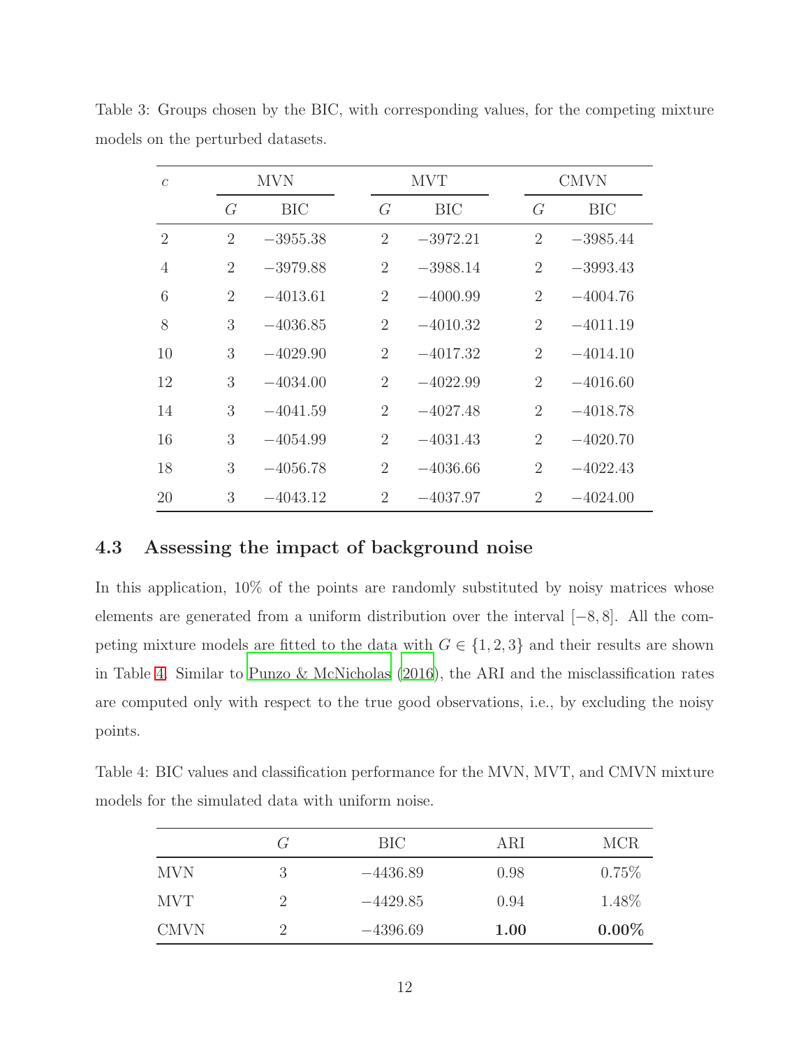Table 3: Groups chosen by the BIC, with corresponding values, for the competing mixture models on the perturbed datasets.

| $c$ | MVN | | MVT | | CMVN | |
|---|---|---|---|---|---|---|
| | $G$ | BIC | $G$ | BIC | $G$ | BIC |
| 2 | 2 | $-3955.38$ | 2 | $-3972.21$ | 2 | $-3985.44$ |
| 4 | 2 | $-3979.88$ | 2 | $-3988.14$ | 2 | $-3993.43$ |
| 6 | 2 | $-4013.61$ | 2 | $-4000.99$ | 2 | $-4004.76$ |
| 8 | 3 | $-4036.85$ | 2 | $-4010.32$ | 2 | $-4011.19$ |
| 10 | 3 | $-4029.90$ | 2 | $-4017.32$ | 2 | $-4014.10$ |
| 12 | 3 | $-4034.00$ | 2 | $-4022.99$ | 2 | $-4016.60$ |
| 14 | 3 | $-4041.59$ | 2 | $-4027.48$ | 2 | $-4018.78$ |
| 16 | 3 | $-4054.99$ | 2 | $-4031.43$ | 2 | $-4020.70$ |
| 18 | 3 | $-4056.78$ | 2 | $-4036.66$ | 2 | $-4022.43$ |
| 20 | 3 | $-4043.12$ | 2 | $-4037.97$ | 2 | $-4024.00$ |

### 4.3 Assessing the impact of background noise

In this application, 10% of the points are randomly substituted by noisy matrices whose elements are generated from a uniform distribution over the interval $[-8, 8]$. All the competing mixture models are fitted to the data with $G \in \{1, 2, 3\}$ and their results are shown in Table 4. Similar to Punzo & McNicholas (2016), the ARI and the misclassification rates are computed only with respect to the true good observations, i.e., by excluding the noisy points.

Table 4: BIC values and classification performance for the MVN, MVT, and CMVN mixture models for the simulated data with uniform noise.

| | $G$ | BIC | ARI | MCR |
|---|---|---|---|---|
| MVN | 3 | $-4436.89$ | 0.98 | 0.75% |
| MVT | 2 | $-4429.85$ | 0.94 | 1.48% |
| CMVN | 2 | $-4396.69$ | **1.00** | **0.00%** |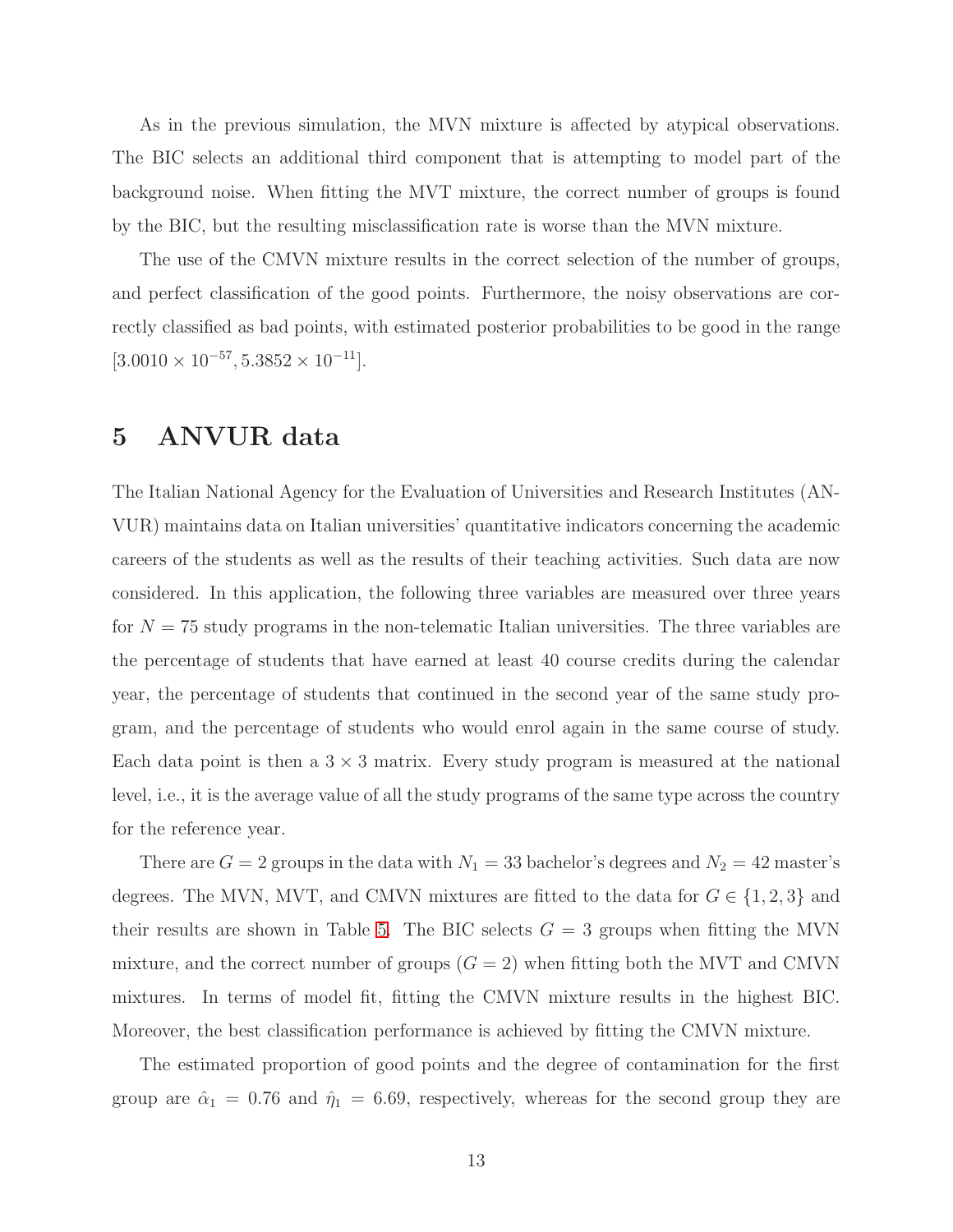As in the previous simulation, the MVN mixture is affected by atypical observations. The BIC selects an additional third component that is attempting to model part of the background noise. When fitting the MVT mixture, the correct number of groups is found by the BIC, but the resulting misclassification rate is worse than the MVN mixture.

The use of the CMVN mixture results in the correct selection of the number of groups, and perfect classification of the good points. Furthermore, the noisy observations are correctly classified as bad points, with estimated posterior probabilities to be good in the range $[3.0010 \times 10^{-57}, 5.3852 \times 10^{-11}]$.

# 5 ANVUR data

The Italian National Agency for the Evaluation of Universities and Research Institutes (ANVUR) maintains data on Italian universities' quantitative indicators concerning the academic careers of the students as well as the results of their teaching activities. Such data are now considered. In this application, the following three variables are measured over three years for $N = 75$ study programs in the non-telematic Italian universities. The three variables are the percentage of students that have earned at least 40 course credits during the calendar year, the percentage of students that continued in the second year of the same study program, and the percentage of students who would enrol again in the same course of study. Each data point is then a $3 \times 3$ matrix. Every study program is measured at the national level, i.e., it is the average value of all the study programs of the same type across the country for the reference year.

There are $G = 2$ groups in the data with $N_1 = 33$ bachelor's degrees and $N_2 = 42$ master's degrees. The MVN, MVT, and CMVN mixtures are fitted to the data for $G \in \{1, 2, 3\}$ and their results are shown in Table 5. The BIC selects $G = 3$ groups when fitting the MVN mixture, and the correct number of groups ($G = 2$) when fitting both the MVT and CMVN mixtures. In terms of model fit, fitting the CMVN mixture results in the highest BIC. Moreover, the best classification performance is achieved by fitting the CMVN mixture.

The estimated proportion of good points and the degree of contamination for the first group are $\hat{\alpha}_1 = 0.76$ and $\hat{\eta}_1 = 6.69$, respectively, whereas for the second group they are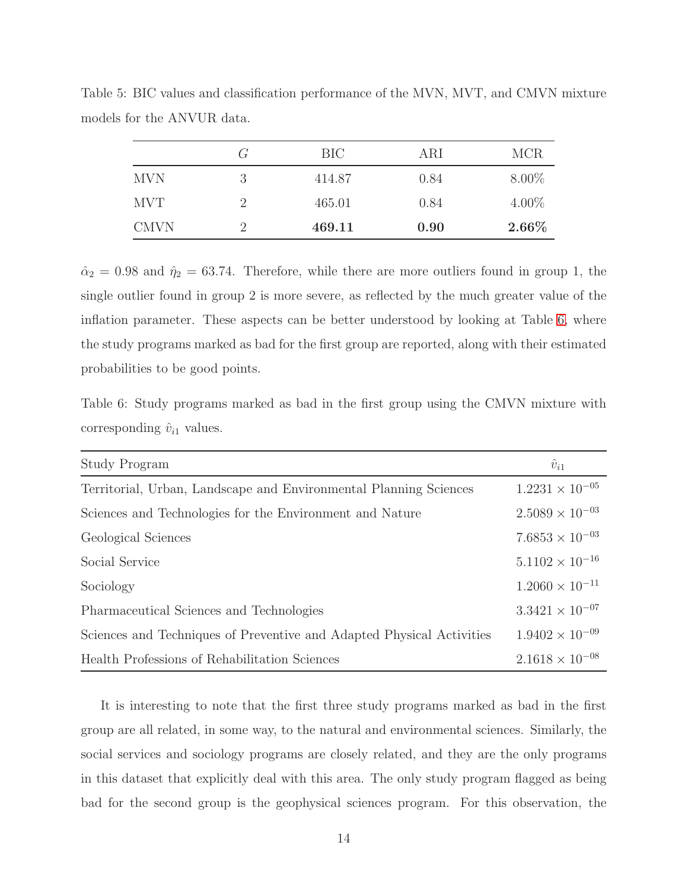Table 5: BIC values and classification performance of the MVN, MVT, and CMVN mixture models for the ANVUR data.

| | $G$ | BIC | ARI | MCR |
|---|---|---|---|---|
| MVN | 3 | 414.87 | 0.84 | 8.00% |
| MVT | 2 | 465.01 | 0.84 | 4.00% |
| CMVN | 2 | **469.11** | **0.90** | **2.66%** |

$\hat{\alpha}_2 = 0.98$ and $\hat{\eta}_2 = 63.74$. Therefore, while there are more outliers found in group 1, the single outlier found in group 2 is more severe, as reflected by the much greater value of the inflation parameter. These aspects can be better understood by looking at Table 6, where the study programs marked as bad for the first group are reported, along with their estimated probabilities to be good points.

Table 6: Study programs marked as bad in the first group using the CMVN mixture with corresponding $\hat{v}_{i1}$ values.

| Study Program | $\hat{v}_{i1}$ |
|---|---|
| Territorial, Urban, Landscape and Environmental Planning Sciences | $1.2231 \times 10^{-05}$ |
| Sciences and Technologies for the Environment and Nature | $2.5089 \times 10^{-03}$ |
| Geological Sciences | $7.6853 \times 10^{-03}$ |
| Social Service | $5.1102 \times 10^{-16}$ |
| Sociology | $1.2060 \times 10^{-11}$ |
| Pharmaceutical Sciences and Technologies | $3.3421 \times 10^{-07}$ |
| Sciences and Techniques of Preventive and Adapted Physical Activities | $1.9402 \times 10^{-09}$ |
| Health Professions of Rehabilitation Sciences | $2.1618 \times 10^{-08}$ |

It is interesting to note that the first three study programs marked as bad in the first group are all related, in some way, to the natural and environmental sciences. Similarly, the social services and sociology programs are closely related, and they are the only programs in this dataset that explicitly deal with this area. The only study program flagged as being bad for the second group is the geophysical sciences program. For this observation, the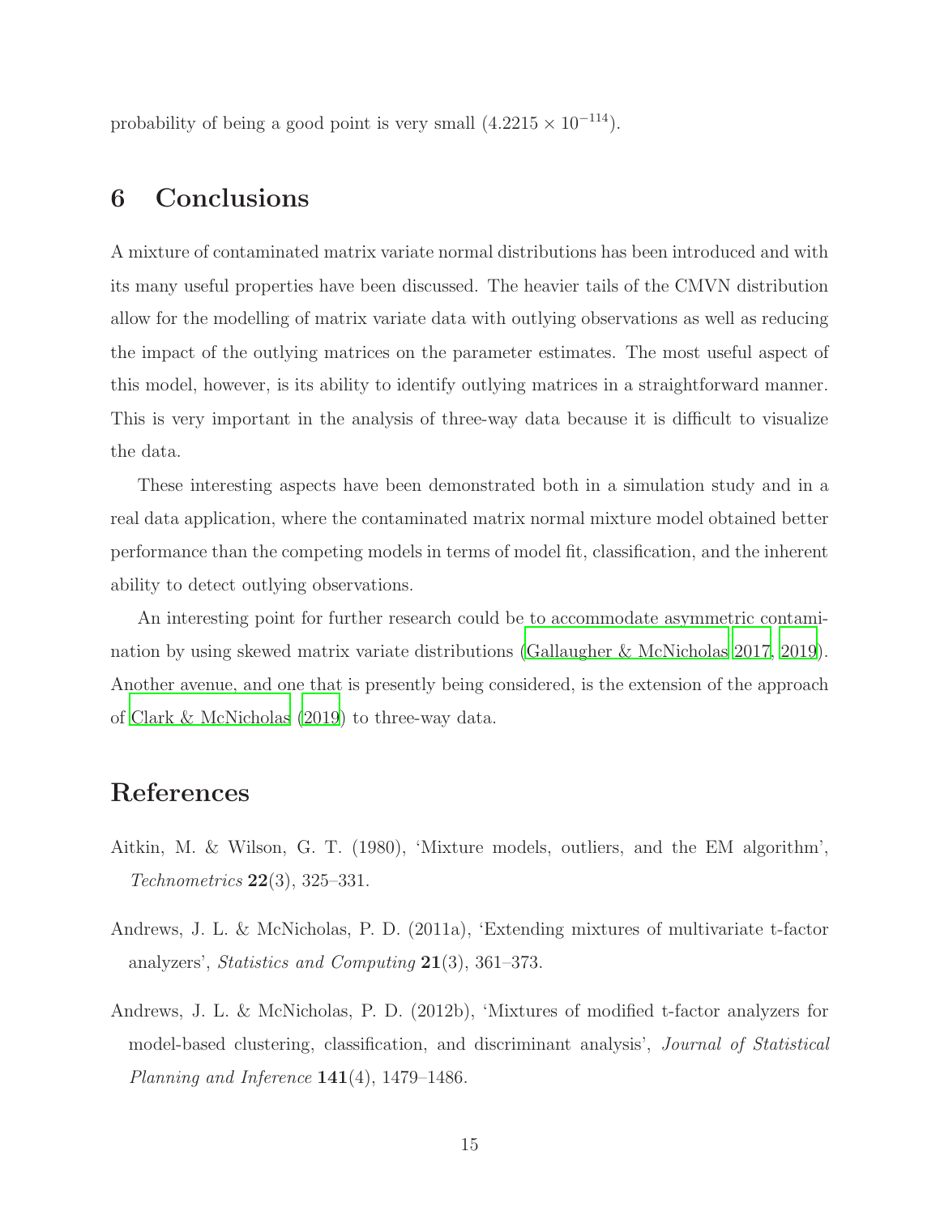probability of being a good point is very small ($4.2215 \times 10^{-114}$).

## 6 Conclusions

A mixture of contaminated matrix variate normal distributions has been introduced and with its many useful properties have been discussed. The heavier tails of the CMVN distribution allow for the modelling of matrix variate data with outlying observations as well as reducing the impact of the outlying matrices on the parameter estimates. The most useful aspect of this model, however, is its ability to identify outlying matrices in a straightforward manner. This is very important in the analysis of three-way data because it is difficult to visualize the data.

These interesting aspects have been demonstrated both in a simulation study and in a real data application, where the contaminated matrix normal mixture model obtained better performance than the competing models in terms of model fit, classification, and the inherent ability to detect outlying observations.

An interesting point for further research could be to accommodate asymmetric contamination by using skewed matrix variate distributions (Gallaugher & McNicholas 2017, 2019). Another avenue, and one that is presently being considered, is the extension of the approach of Clark & McNicholas (2019) to three-way data.

## References

Aitkin, M. & Wilson, G. T. (1980), 'Mixture models, outliers, and the EM algorithm', *Technometrics* **22**(3), 325–331.

Andrews, J. L. & McNicholas, P. D. (2011a), 'Extending mixtures of multivariate t-factor analyzers', *Statistics and Computing* **21**(3), 361–373.

Andrews, J. L. & McNicholas, P. D. (2012b), 'Mixtures of modified t-factor analyzers for model-based clustering, classification, and discriminant analysis', *Journal of Statistical Planning and Inference* **141**(4), 1479–1486.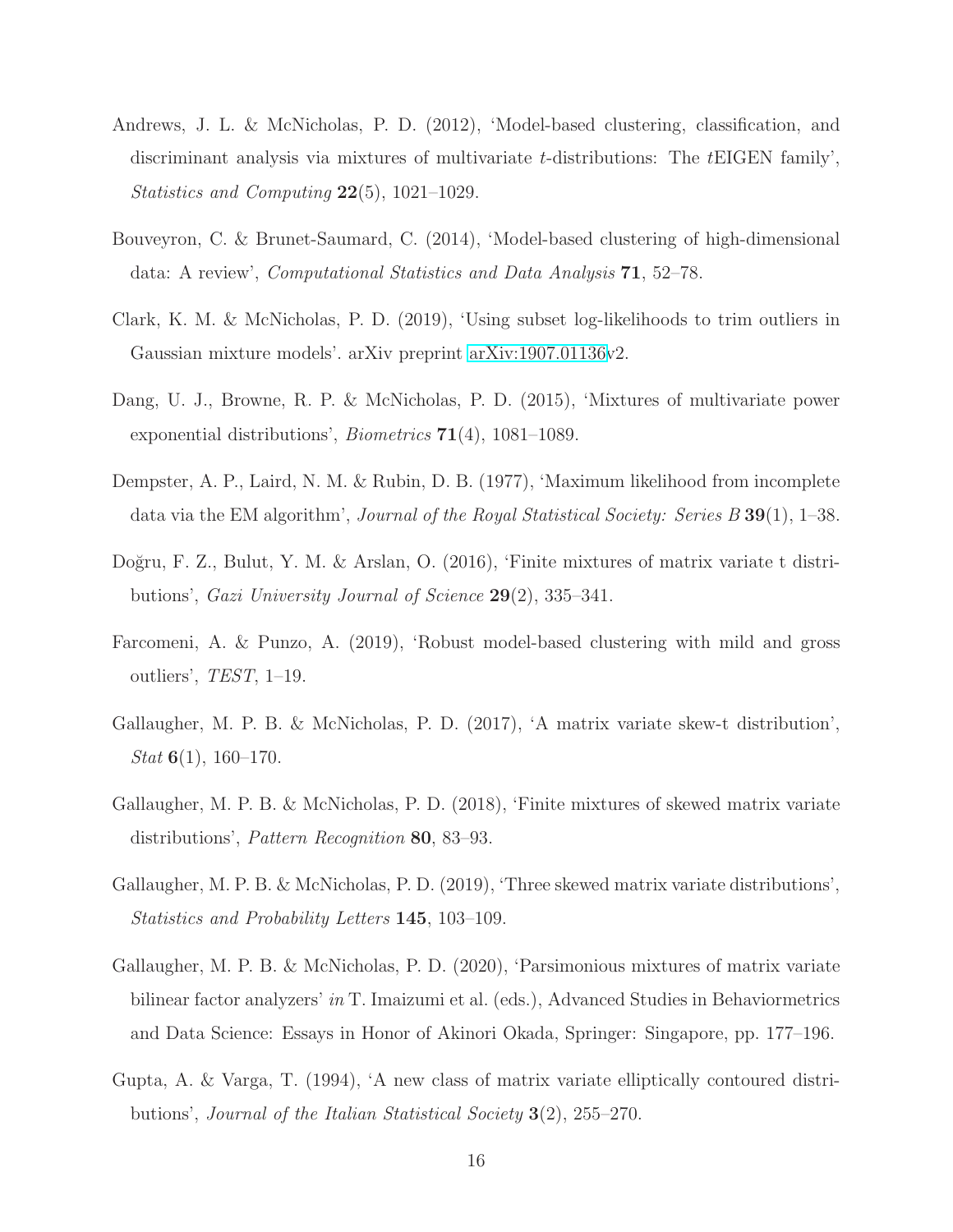Andrews, J. L. & McNicholas, P. D. (2012), 'Model-based clustering, classification, and discriminant analysis via mixtures of multivariate $t$-distributions: The $t$EIGEN family', *Statistics and Computing* **22**(5), 1021–1029.

Bouveyron, C. & Brunet-Saumard, C. (2014), 'Model-based clustering of high-dimensional data: A review', *Computational Statistics and Data Analysis* **71**, 52–78.

Clark, K. M. & McNicholas, P. D. (2019), 'Using subset log-likelihoods to trim outliers in Gaussian mixture models'. arXiv preprint arXiv:1907.01136v2.

Dang, U. J., Browne, R. P. & McNicholas, P. D. (2015), 'Mixtures of multivariate power exponential distributions', *Biometrics* **71**(4), 1081–1089.

Dempster, A. P., Laird, N. M. & Rubin, D. B. (1977), 'Maximum likelihood from incomplete data via the EM algorithm', *Journal of the Royal Statistical Society: Series B* **39**(1), 1–38.

Doğru, F. Z., Bulut, Y. M. & Arslan, O. (2016), 'Finite mixtures of matrix variate t distributions', *Gazi University Journal of Science* **29**(2), 335–341.

Farcomeni, A. & Punzo, A. (2019), 'Robust model-based clustering with mild and gross outliers', *TEST*, 1–19.

Gallaugher, M. P. B. & McNicholas, P. D. (2017), 'A matrix variate skew-t distribution', *Stat* **6**(1), 160–170.

Gallaugher, M. P. B. & McNicholas, P. D. (2018), 'Finite mixtures of skewed matrix variate distributions', *Pattern Recognition* **80**, 83–93.

Gallaugher, M. P. B. & McNicholas, P. D. (2019), 'Three skewed matrix variate distributions', *Statistics and Probability Letters* **145**, 103–109.

Gallaugher, M. P. B. & McNicholas, P. D. (2020), 'Parsimonious mixtures of matrix variate bilinear factor analyzers' *in* T. Imaizumi et al. (eds.), Advanced Studies in Behaviormetrics and Data Science: Essays in Honor of Akinori Okada, Springer: Singapore, pp. 177–196.

Gupta, A. & Varga, T. (1994), 'A new class of matrix variate elliptically contoured distributions', *Journal of the Italian Statistical Society* **3**(2), 255–270.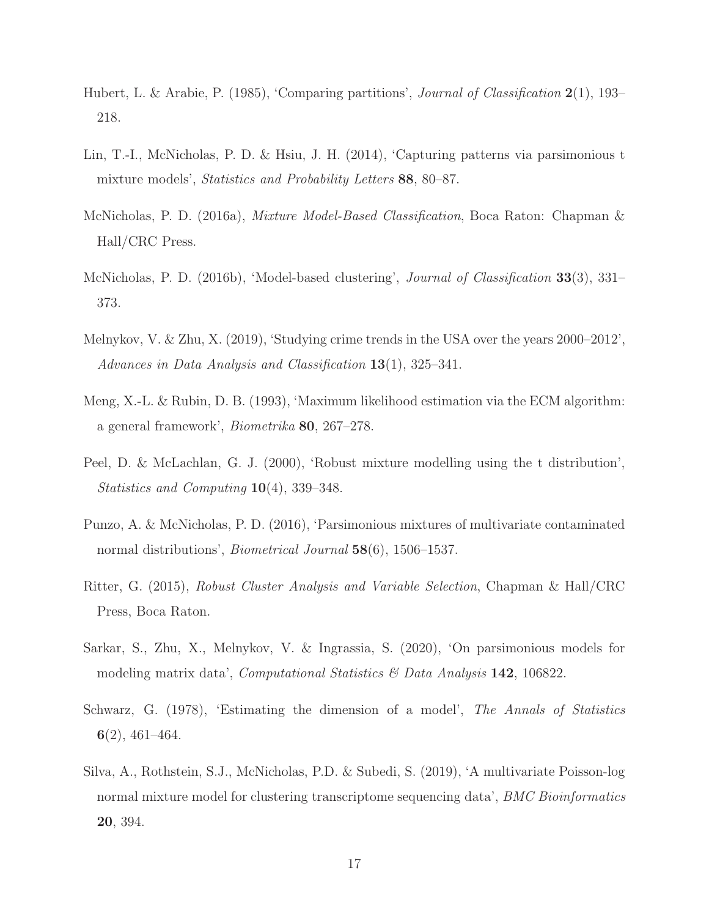Hubert, L. & Arabie, P. (1985), 'Comparing partitions', *Journal of Classification* **2**(1), 193–218.

Lin, T.-I., McNicholas, P. D. & Hsiu, J. H. (2014), 'Capturing patterns via parsimonious t mixture models', *Statistics and Probability Letters* **88**, 80–87.

McNicholas, P. D. (2016a), *Mixture Model-Based Classification*, Boca Raton: Chapman & Hall/CRC Press.

McNicholas, P. D. (2016b), 'Model-based clustering', *Journal of Classification* **33**(3), 331–373.

Melnykov, V. & Zhu, X. (2019), 'Studying crime trends in the USA over the years 2000–2012', *Advances in Data Analysis and Classification* **13**(1), 325–341.

Meng, X.-L. & Rubin, D. B. (1993), 'Maximum likelihood estimation via the ECM algorithm: a general framework', *Biometrika* **80**, 267–278.

Peel, D. & McLachlan, G. J. (2000), 'Robust mixture modelling using the t distribution', *Statistics and Computing* **10**(4), 339–348.

Punzo, A. & McNicholas, P. D. (2016), 'Parsimonious mixtures of multivariate contaminated normal distributions', *Biometrical Journal* **58**(6), 1506–1537.

Ritter, G. (2015), *Robust Cluster Analysis and Variable Selection*, Chapman & Hall/CRC Press, Boca Raton.

Sarkar, S., Zhu, X., Melnykov, V. & Ingrassia, S. (2020), 'On parsimonious models for modeling matrix data', *Computational Statistics & Data Analysis* **142**, 106822.

Schwarz, G. (1978), 'Estimating the dimension of a model', *The Annals of Statistics* **6**(2), 461–464.

Silva, A., Rothstein, S.J., McNicholas, P.D. & Subedi, S. (2019), 'A multivariate Poisson-log normal mixture model for clustering transcriptome sequencing data', *BMC Bioinformatics* **20**, 394.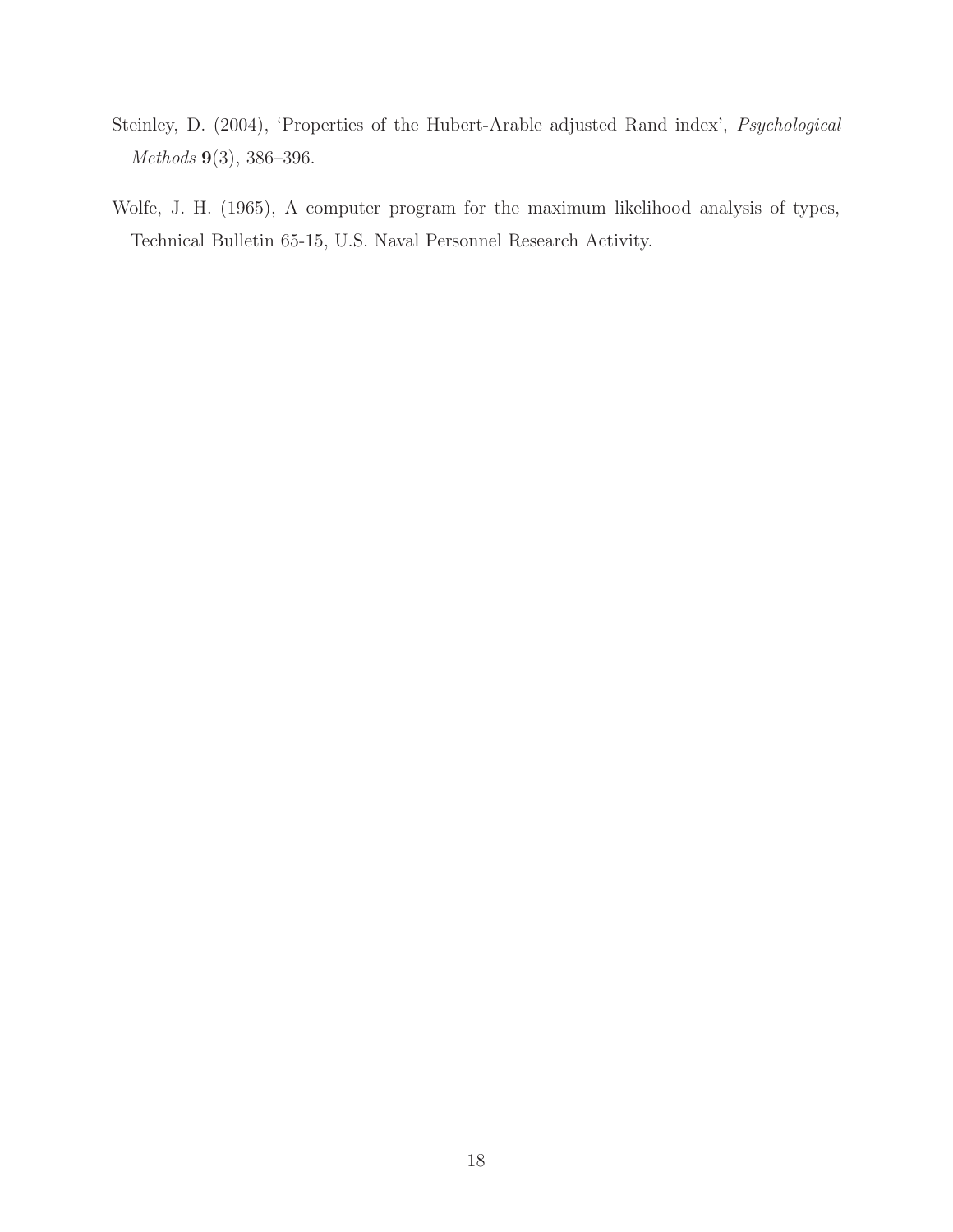Steinley, D. (2004), 'Properties of the Hubert-Arable adjusted Rand index', *Psychological Methods* **9**(3), 386–396.

Wolfe, J. H. (1965), A computer program for the maximum likelihood analysis of types, Technical Bulletin 65-15, U.S. Naval Personnel Research Activity.